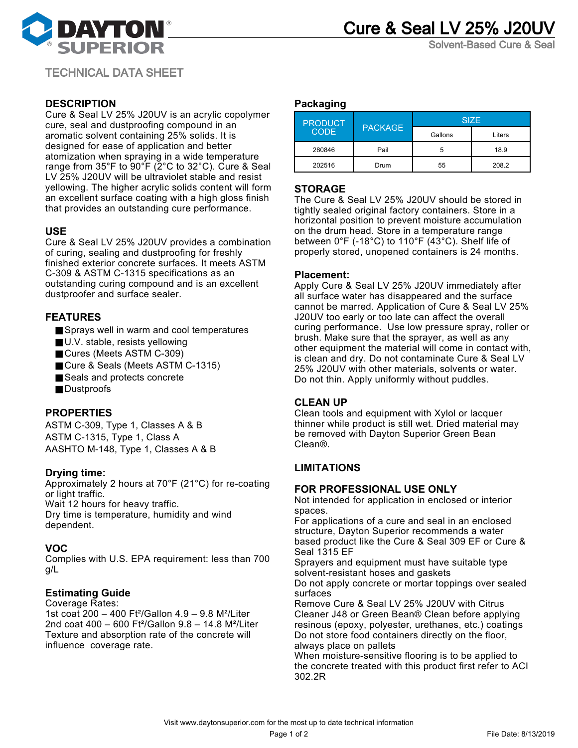# Cure & Seal LV 25% J20UV

Solvent-Based Cure & Seal

TECHNICAL DATA SHEET

## DESCRIPTION

Cure & Seal LV 25% J20UV is an acrylic copolymer cure, seal and dustproofing compound in an aromatic solvent containing 25% solids. It is designed for ease of application and better atomization when spraying in a wide temperature range from 35°F to 90°F (2°C to 32°C). Cure & Seal LV 25% J20UV will be ultraviolet stable and resist yellowing. The higher acrylic solids content will form an excellent surface coating with a high gloss finish that provides an outstanding cure performance.

## USE

Cure & Seal LV 25% J20UV provides a combination of curing, sealing and dustproofing for freshly finished exterior concrete surfaces. It meets ASTM C-309 & ASTM C-1315 specifications as an outstanding curing compound and is an excellent dustproofer and surface sealer.

## FEATURES

- Sprays well in warm and cool temperatures
- U.V. stable, resists yellowing
- Cures (Meets ASTM C-309)
- Cure & Seals (Meets ASTM C-1315)
- Seals and protects concrete
- Dustproofs

## PROPERTIES

ASTM C-309, Type 1, Classes A & B
ASTM C-1315, Type 1, Class A
AASHTO M-148, Type 1, Classes A & B

## Drying time:

Approximately 2 hours at 70°F (21°C) for re-coating or light traffic.
Wait 12 hours for heavy traffic.
Dry time is temperature, humidity and wind dependent.

## VOC

Complies with U.S. EPA requirement: less than 700 g/L

## Estimating Guide

Coverage Rates:
1st coat 200 – 400 Ft²/Gallon 4.9 – 9.8 M²/Liter
2nd coat 400 – 600 Ft²/Gallon 9.8 – 14.8 M²/Liter
Texture and absorption rate of the concrete will influence coverage rate.

## Packaging

| PRODUCT CODE | PACKAGE | SIZE | |
|---|---|---|---|
| | | Gallons | Liters |
| 280846 | Pail | 5 | 18.9 |
| 202516 | Drum | 55 | 208.2 |

## STORAGE

The Cure & Seal LV 25% J20UV should be stored in tightly sealed original factory containers. Store in a horizontal position to prevent moisture accumulation on the drum head. Store in a temperature range between 0°F (-18°C) to 110°F (43°C). Shelf life of properly stored, unopened containers is 24 months.

## Placement:

Apply Cure & Seal LV 25% J20UV immediately after all surface water has disappeared and the surface cannot be marred. Application of Cure & Seal LV 25% J20UV too early or too late can affect the overall curing performance. Use low pressure spray, roller or brush. Make sure that the sprayer, as well as any other equipment the material will come in contact with, is clean and dry. Do not contaminate Cure & Seal LV 25% J20UV with other materials, solvents or water. Do not thin. Apply uniformly without puddles.

## CLEAN UP

Clean tools and equipment with Xylol or lacquer thinner while product is still wet. Dried material may be removed with Dayton Superior Green Bean Clean®.

## LIMITATIONS

## FOR PROFESSIONAL USE ONLY

Not intended for application in enclosed or interior spaces.
For applications of a cure and seal in an enclosed structure, Dayton Superior recommends a water based product like the Cure & Seal 309 EF or Cure & Seal 1315 EF
Sprayers and equipment must have suitable type solvent-resistant hoses and gaskets
Do not apply concrete or mortar toppings over sealed surfaces
Remove Cure & Seal LV 25% J20UV with Citrus Cleaner J48 or Green Bean® Clean before applying resinous (epoxy, polyester, urethanes, etc.) coatings
Do not store food containers directly on the floor, always place on pallets
When moisture-sensitive flooring is to be applied to the concrete treated with this product first refer to ACI 302.2R

Visit www.daytonsuperior.com for the most up to date technical information

File Date: 8/13/2019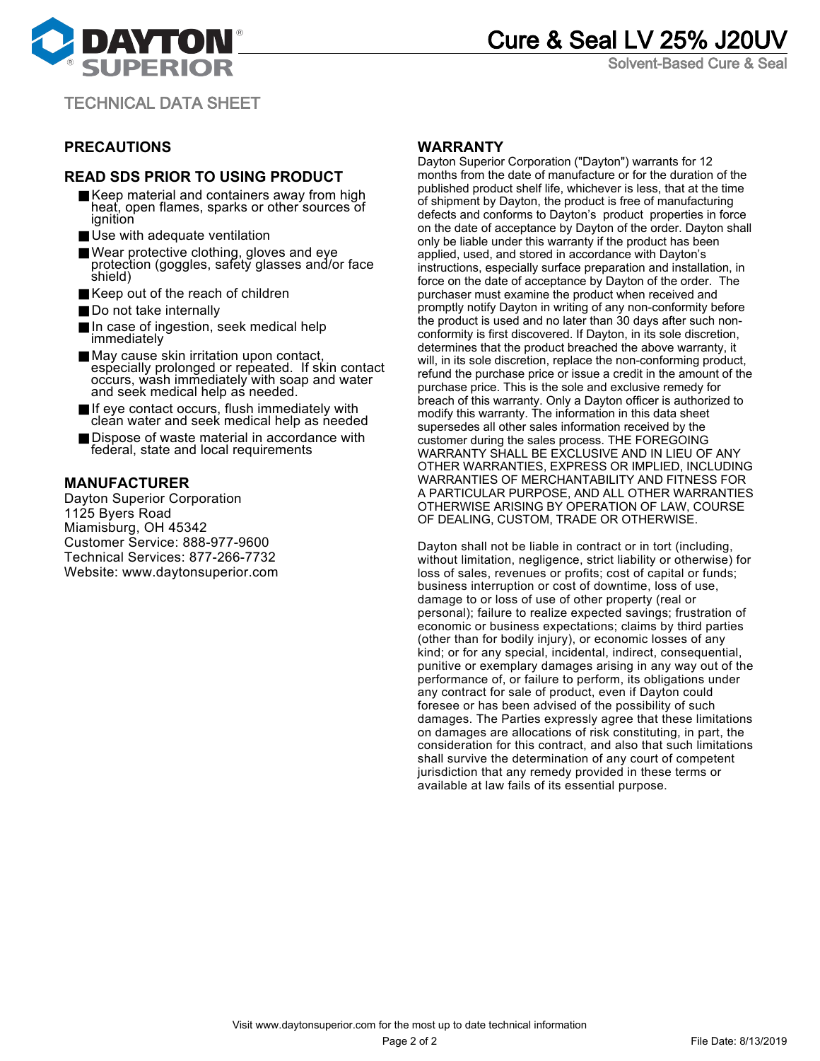# Cure & Seal LV 25% J20UV

Solvent-Based Cure & Seal

TECHNICAL DATA SHEET

## PRECAUTIONS

### READ SDS PRIOR TO USING PRODUCT

- Keep material and containers away from high heat, open flames, sparks or other sources of ignition
- Use with adequate ventilation
- Wear protective clothing, gloves and eye protection (goggles, safety glasses and/or face shield)
- Keep out of the reach of children
- Do not take internally
- In case of ingestion, seek medical help immediately
- May cause skin irritation upon contact, especially prolonged or repeated. If skin contact occurs, wash immediately with soap and water and seek medical help as needed.
- If eye contact occurs, flush immediately with clean water and seek medical help as needed
- Dispose of waste material in accordance with federal, state and local requirements

## MANUFACTURER

Dayton Superior Corporation
1125 Byers Road
Miamisburg, OH 45342
Customer Service: 888-977-9600
Technical Services: 877-266-7732
Website: www.daytonsuperior.com

## WARRANTY

Dayton Superior Corporation ("Dayton") warrants for 12 months from the date of manufacture or for the duration of the published product shelf life, whichever is less, that at the time of shipment by Dayton, the product is free of manufacturing defects and conforms to Dayton's product properties in force on the date of acceptance by Dayton of the order. Dayton shall only be liable under this warranty if the product has been applied, used, and stored in accordance with Dayton's instructions, especially surface preparation and installation, in force on the date of acceptance by Dayton of the order. The purchaser must examine the product when received and promptly notify Dayton in writing of any non-conformity before the product is used and no later than 30 days after such non-conformity is first discovered. If Dayton, in its sole discretion, determines that the product breached the above warranty, it will, in its sole discretion, replace the non-conforming product, refund the purchase price or issue a credit in the amount of the purchase price. This is the sole and exclusive remedy for breach of this warranty. Only a Dayton officer is authorized to modify this warranty. The information in this data sheet supersedes all other sales information received by the customer during the sales process. THE FOREGOING WARRANTY SHALL BE EXCLUSIVE AND IN LIEU OF ANY OTHER WARRANTIES, EXPRESS OR IMPLIED, INCLUDING WARRANTIES OF MERCHANTABILITY AND FITNESS FOR A PARTICULAR PURPOSE, AND ALL OTHER WARRANTIES OTHERWISE ARISING BY OPERATION OF LAW, COURSE OF DEALING, CUSTOM, TRADE OR OTHERWISE.

Dayton shall not be liable in contract or in tort (including, without limitation, negligence, strict liability or otherwise) for loss of sales, revenues or profits; cost of capital or funds; business interruption or cost of downtime, loss of use, damage to or loss of use of other property (real or personal); failure to realize expected savings; frustration of economic or business expectations; claims by third parties (other than for bodily injury), or economic losses of any kind; or for any special, incidental, indirect, consequential, punitive or exemplary damages arising in any way out of the performance of, or failure to perform, its obligations under any contract for sale of product, even if Dayton could foresee or has been advised of the possibility of such damages. The Parties expressly agree that these limitations on damages are allocations of risk constituting, in part, the consideration for this contract, and also that such limitations shall survive the determination of any court of competent jurisdiction that any remedy provided in these terms or available at law fails of its essential purpose.

Visit www.daytonsuperior.com for the most up to date technical information

File Date: 8/13/2019